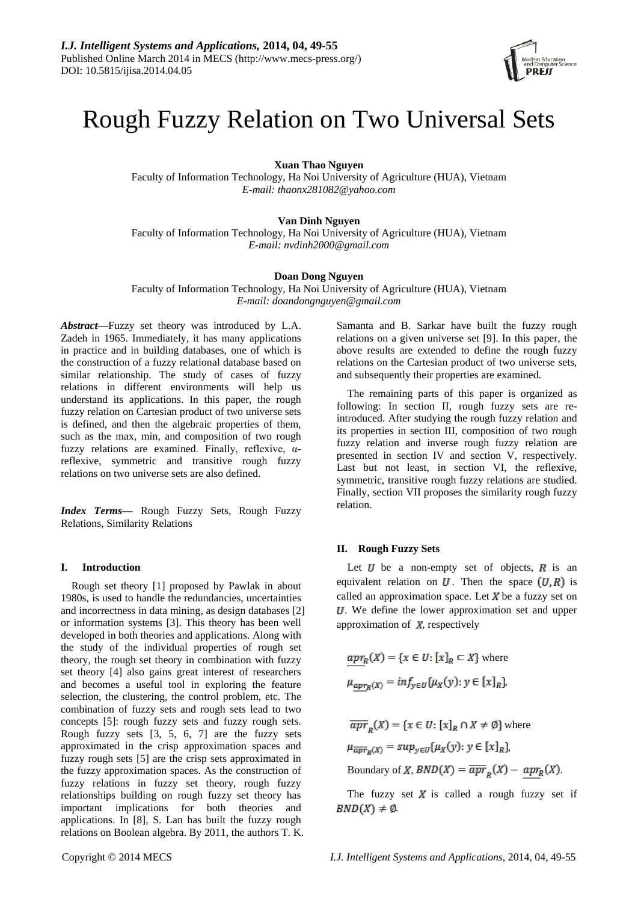# Rough Fuzzy Relation on Two Universal Sets

**Xuan Thao Nguyen**
Faculty of Information Technology, Ha Noi University of Agriculture (HUA), Vietnam
*E-mail: thaonx281082@yahoo.com*

**Van Dinh Nguyen**
Faculty of Information Technology, Ha Noi University of Agriculture (HUA), Vietnam
*E-mail: nvdinh2000@gmail.com*

**Doan Dong Nguyen**
Faculty of Information Technology, Ha Noi University of Agriculture (HUA), Vietnam
*E-mail: doandongnguyen@gmail.com*

***Abstract*****—**Fuzzy set theory was introduced by L.A. Zadeh in 1965. Immediately, it has many applications in practice and in building databases, one of which is the construction of a fuzzy relational database based on similar relationship. The study of cases of fuzzy relations in different environments will help us understand its applications. In this paper, the rough fuzzy relation on Cartesian product of two universe sets is defined, and then the algebraic properties of them, such as the max, min, and composition of two rough fuzzy relations are examined. Finally, reflexive, α-reflexive, symmetric and transitive rough fuzzy relations on two universe sets are also defined.

***Index Terms*****—** Rough Fuzzy Sets, Rough Fuzzy Relations, Similarity Relations

## I. Introduction

Rough set theory [1] proposed by Pawlak in about 1980s, is used to handle the redundancies, uncertainties and incorrectness in data mining, as design databases [2] or information systems [3]. This theory has been well developed in both theories and applications. Along with the study of the individual properties of rough set theory, the rough set theory in combination with fuzzy set theory [4] also gains great interest of researchers and becomes a useful tool in exploring the feature selection, the clustering, the control problem, etc. The combination of fuzzy sets and rough sets lead to two concepts [5]: rough fuzzy sets and fuzzy rough sets. Rough fuzzy sets [3, 5, 6, 7] are the fuzzy sets approximated in the crisp approximation spaces and fuzzy rough sets [5] are the crisp sets approximated in the fuzzy approximation spaces. As the construction of fuzzy relations in fuzzy set theory, rough fuzzy relationships building on rough fuzzy set theory has important implications for both theories and applications. In [8], S. Lan has built the fuzzy rough relations on Boolean algebra. By 2011, the authors T. K. Samanta and B. Sarkar have built the fuzzy rough relations on a given universe set [9]. In this paper, the above results are extended to define the rough fuzzy relations on the Cartesian product of two universe sets, and subsequently their properties are examined.

The remaining parts of this paper is organized as following: In section II, rough fuzzy sets are re-introduced. After studying the rough fuzzy relation and its properties in section III, composition of two rough fuzzy relation and inverse rough fuzzy relation are presented in section IV and section V, respectively. Last but not least, in section VI, the reflexive, symmetric, transitive rough fuzzy relations are studied. Finally, section VII proposes the similarity rough fuzzy relation.

## II. Rough Fuzzy Sets

Let $U$ be a non-empty set of objects, $R$ is an equivalent relation on $U$. Then the space $(U, R)$ is called an approximation space. Let $X$ be a fuzzy set on $U$. We define the lower approximation set and upper approximation of $X$, respectively

$\underline{apr_R}(X) = \{x \in U: [x]_R \subset X\}$ where

$\mu_{\underline{apr_R}(X)} = inf_{y \in U}\{\mu_X(y): y \in [x]_R\}$,

$\overline{apr}_R(X) = \{x \in U: [x]_R \cap X \neq \emptyset\}$ where

$\mu_{\overline{apr}_R(X)} = sup_{y \in U}\{\mu_X(y): y \in [x]_R\}$,

Boundary of $X$, $BND(X) = \overline{apr}_R(X) - \underline{apr_R}(X)$.

The fuzzy set $X$ is called a rough fuzzy set if $BND(X) \neq \emptyset$.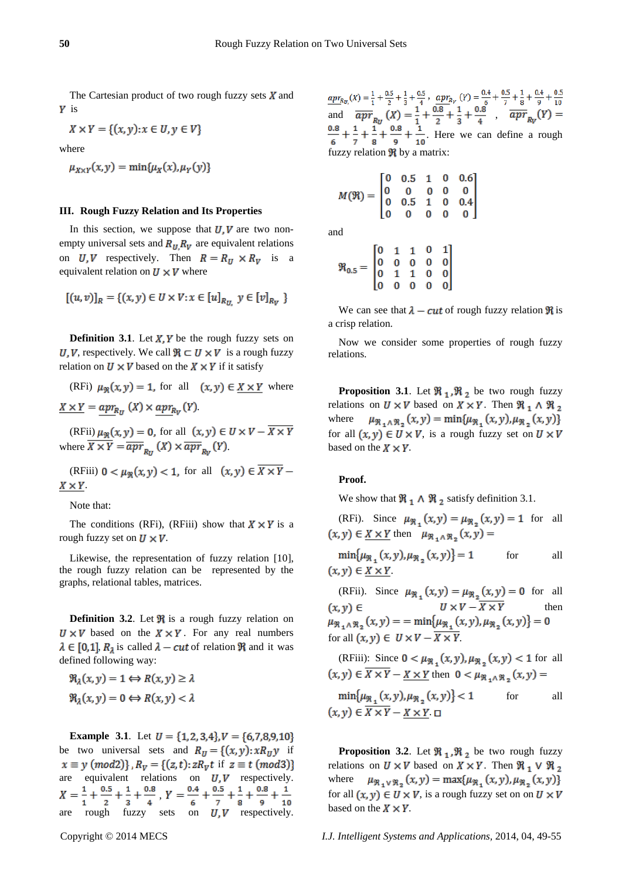The Cartesian product of two rough fuzzy sets $X$ and $Y$ is

$$X \times Y = \{(x,y): x \in U, y \in V\}$$

where

$$\mu_{X\times Y}(x,y) = \min\{\mu_X(x), \mu_Y(y)\}$$

## III. Rough Fuzzy Relation and Its Properties

In this section, we suppose that $U, V$ are two non-empty universal sets and $R_U, R_V$ are equivalent relations on $U, V$ respectively. Then $R = R_U \times R_V$ is a equivalent relation on $U \times V$ where

$$[(u,v)]_R = \{(x,y) \in U \times V : x \in [u]_{R_U}, \ y \in [v]_{R_V}\}$$

**Definition 3.1**. Let $X, Y$ be the rough fuzzy sets on $U, V$, respectively. We call $\Re \subset U \times V$ is a rough fuzzy relation on $U \times V$ based on the $X \times Y$ if it satisfy

(RFi) $\mu_{\Re}(x,y) = 1$, for all $(x,y) \in \underline{X \times Y}$ where $\underline{X \times Y} = \underline{apr}_{R_U}(X) \times \underline{apr}_{R_V}(Y)$.

(RFii) $\mu_{\Re}(x,y) = 0$, for all $(x,y) \in U \times V - \overline{X \times Y}$ where $\overline{X \times Y} = \overline{apr}_{R_U}(X) \times \overline{apr}_{R_V}(Y)$.

(RFiii) $0 < \mu_{\Re}(x,y) < 1$, for all $(x,y) \in \overline{X \times Y} - \underline{X \times Y}$.

Note that:

The conditions (RFi), (RFiii) show that $X \times Y$ is a rough fuzzy set on $U \times V$.

Likewise, the representation of fuzzy relation [10], the rough fuzzy relation can be represented by the graphs, relational tables, matrices.

**Definition 3.2**. Let $\Re$ is a rough fuzzy relation on $U \times V$ based on the $X \times Y$. For any real numbers $\lambda \in [0,1]$, $R_\lambda$ is called $\lambda - cut$ of relation $\Re$ and it was defined following way:

$$\Re_\lambda(x,y) = 1 \Leftrightarrow R(x,y) \geq \lambda$$

$$\Re_\lambda(x,y) = 0 \Leftrightarrow R(x,y) < \lambda$$

**Example 3.1**. Let $U = \{1,2,3,4\}, V = \{6,7,8,9,10\}$ be two universal sets and $R_U = \{(x,y): xR_U y$ if $x \equiv y \ (mod2)\}$, $R_V = \{(z,t): zR_V t$ if $z \equiv t \ (mod3)\}$ are equivalent relations on $U, V$ respectively. $X = \frac{1}{1} + \frac{0.5}{2} + \frac{1}{3} + \frac{0.8}{4}$, $Y = \frac{0.4}{6} + \frac{0.5}{7} + \frac{1}{8} + \frac{0.8}{9} + \frac{1}{10}$ are rough fuzzy sets on $U, V$ respectively. $\underline{apr}_{R_U}(X) = \frac{1}{1} + \frac{0.5}{2} + \frac{1}{3} + \frac{0.5}{4}$, $\underline{apr}_{R_V}(Y) = \frac{0.4}{6} + \frac{0.5}{7} + \frac{1}{8} + \frac{0.4}{9} + \frac{0.5}{10}$ and $\overline{apr}_{R_U}(X) = \frac{1}{1} + \frac{0.8}{2} + \frac{1}{3} + \frac{0.8}{4}$, $\overline{apr}_{R_V}(Y) = \frac{0.8}{6} + \frac{1}{7} + \frac{1}{8} + \frac{0.8}{9} + \frac{1}{10}$. Here we can define a rough fuzzy relation $\Re$ by a matrix:

$$M(\Re) = \begin{bmatrix} 0 & 0.5 & 1 & 0 & 0.6 \\ 0 & 0 & 0 & 0 & 0 \\ 0 & 0.5 & 1 & 0 & 0.4 \\ 0 & 0 & 0 & 0 & 0 \end{bmatrix}$$

and

$$\Re_{0.5} = \begin{bmatrix} 0 & 1 & 1 & 0 & 1 \\ 0 & 0 & 0 & 0 & 0 \\ 0 & 1 & 1 & 0 & 0 \\ 0 & 0 & 0 & 0 & 0 \end{bmatrix}$$

We can see that $\lambda - cut$ of rough fuzzy relation $\Re$ is a crisp relation.

Now we consider some properties of rough fuzzy relations.

**Proposition 3.1**. Let $\Re_1, \Re_2$ be two rough fuzzy relations on $U \times V$ based on $X \times Y$. Then $\Re_1 \wedge \Re_2$ where $\mu_{\Re_1 \wedge \Re_2}(x,y) = \min\{\mu_{\Re_1}(x,y), \mu_{\Re_2}(x,y)\}$ for all $(x,y) \in U \times V$, is a rough fuzzy set on $U \times V$ based on the $X \times Y$.

**Proof.**

We show that $\Re_1 \wedge \Re_2$ satisfy definition 3.1.

(RFi). Since $\mu_{\Re_1}(x,y) = \mu_{\Re_2}(x,y) = 1$ for all $(x,y) \in \underline{X \times Y}$ then $\mu_{\Re_1 \wedge \Re_2}(x,y) = \min\{\mu_{\Re_1}(x,y), \mu_{\Re_2}(x,y)\} = 1$ for all $(x,y) \in \underline{X \times Y}$.

(RFii). Since $\mu_{\Re_1}(x,y) = \mu_{\Re_2}(x,y) = 0$ for all $(x,y) \in U \times V - \overline{X \times Y}$ then $\mu_{\Re_1 \wedge \Re_2}(x,y) = = \min\{\mu_{\Re_1}(x,y), \mu_{\Re_2}(x,y)\} = 0$ for all $(x,y) \in U \times V - \overline{X \times Y}$.

(RFiii): Since $0 < \mu_{\Re_1}(x,y), \mu_{\Re_2}(x,y) < 1$ for all $(x,y) \in \overline{X \times Y} - \underline{X \times Y}$ then $0 < \mu_{\Re_1 \wedge \Re_2}(x,y) = \min\{\mu_{\Re_1}(x,y), \mu_{\Re_2}(x,y)\} < 1$ for all $(x,y) \in \overline{X \times Y} - \underline{X \times Y}$. □

**Proposition 3.2**. Let $\Re_1, \Re_2$ be two rough fuzzy relations on $U \times V$ based on $X \times Y$. Then $\Re_1 \vee \Re_2$ where $\mu_{\Re_1 \vee \Re_2}(x,y) = \max\{\mu_{\Re_1}(x,y), \mu_{\Re_2}(x,y)\}$ for all $(x,y) \in U \times V$, is a rough fuzzy set on on $U \times V$ based on the $X \times Y$.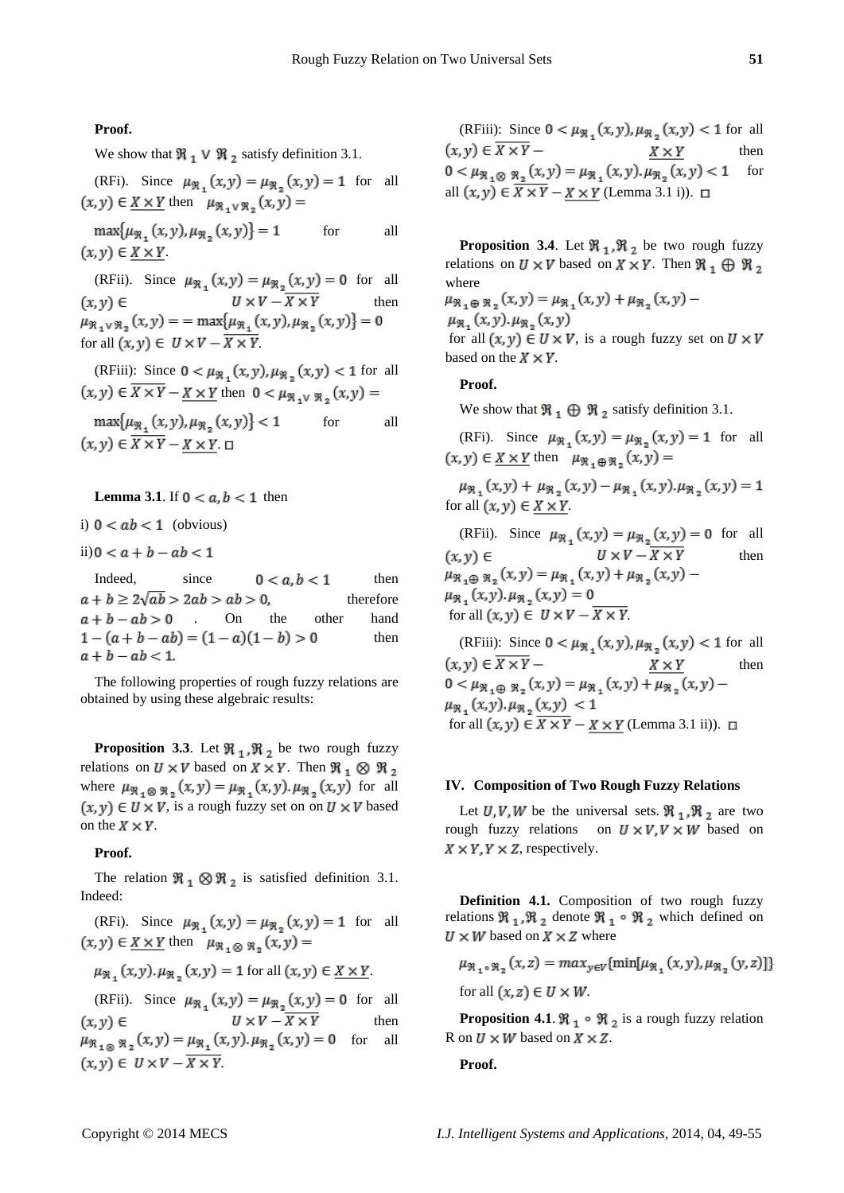**Proof.**

We show that $\Re_1 \vee \Re_2$ satisfy definition 3.1.

(RFi). Since $\mu_{\Re_1}(x,y) = \mu_{\Re_2}(x,y) = 1$ for all $(x,y) \in \underline{X \times Y}$ then $\mu_{\Re_1 \vee \Re_2}(x,y) =$

$\max\{\mu_{\Re_1}(x,y), \mu_{\Re_2}(x,y)\} = 1$ for all $(x,y) \in \underline{X \times Y}$.

(RFii). Since $\mu_{\Re_1}(x,y) = \mu_{\Re_2}(x,y) = 0$ for all $(x,y) \in U \times V - \overline{X \times Y}$ then $\mu_{\Re_1 \vee \Re_2}(x,y) == \max\{\mu_{\Re_1}(x,y), \mu_{\Re_2}(x,y)\} = 0$ for all $(x,y) \in U \times V - \overline{X \times Y}$.

(RFiii): Since $0 < \mu_{\Re_1}(x,y), \mu_{\Re_2}(x,y) < 1$ for all $(x,y) \in \overline{X \times Y} - \underline{X \times Y}$ then $0 < \mu_{\Re_1 \vee \Re_2}(x,y) =$

$\max\{\mu_{\Re_1}(x,y), \mu_{\Re_2}(x,y)\} < 1$ for all $(x,y) \in \overline{X \times Y} - \underline{X \times Y}$. □

**Lemma 3.1**. If $0 < a,b < 1$ then

i) $0 < ab < 1$ (obvious)

ii) $0 < a + b - ab < 1$

Indeed, since $0 < a,b < 1$ then $a + b \geq 2\sqrt{ab} > 2ab > ab > 0$, therefore $a + b - ab > 0$ . On the other hand $1 - (a + b - ab) = (1 - a)(1 - b) > 0$ then $a + b - ab < 1$.

The following properties of rough fuzzy relations are obtained by using these algebraic results:

**Proposition 3.3**. Let $\Re_1, \Re_2$ be two rough fuzzy relations on $U \times V$ based on $X \times Y$. Then $\Re_1 \otimes \Re_2$ where $\mu_{\Re_1 \otimes \Re_2}(x,y) = \mu_{\Re_1}(x,y).\mu_{\Re_2}(x,y)$ for all $(x,y) \in U \times V$, is a rough fuzzy set on on $U \times V$ based on the $X \times Y$.

**Proof.**

The relation $\Re_1 \otimes \Re_2$ is satisfied definition 3.1. Indeed:

(RFi). Since $\mu_{\Re_1}(x,y) = \mu_{\Re_2}(x,y) = 1$ for all $(x,y) \in \underline{X \times Y}$ then $\mu_{\Re_1 \otimes \Re_2}(x,y) =$

$\mu_{\Re_1}(x,y).\mu_{\Re_2}(x,y) = 1$ for all $(x,y) \in \underline{X \times Y}$.

(RFii). Since $\mu_{\Re_1}(x,y) = \mu_{\Re_2}(x,y) = 0$ for all $(x,y) \in U \times V - \overline{X \times Y}$ then $\mu_{\Re_1 \otimes \Re_2}(x,y) = \mu_{\Re_1}(x,y).\mu_{\Re_2}(x,y) = 0$ for all $(x,y) \in U \times V - \overline{X \times Y}$.

(RFiii): Since $0 < \mu_{\Re_1}(x,y), \mu_{\Re_2}(x,y) < 1$ for all $(x,y) \in \overline{X \times Y} - \underline{X \times Y}$ then $0 < \mu_{\Re_1 \otimes \Re_2}(x,y) = \mu_{\Re_1}(x,y).\mu_{\Re_2}(x,y) < 1$ for all $(x,y) \in \overline{X \times Y} - \underline{X \times Y}$ (Lemma 3.1 i)). □

**Proposition 3.4**. Let $\Re_1, \Re_2$ be two rough fuzzy relations on $U \times V$ based on $X \times Y$. Then $\Re_1 \oplus \Re_2$ where
$\mu_{\Re_1 \oplus \Re_2}(x,y) = \mu_{\Re_1}(x,y) + \mu_{\Re_2}(x,y) - \mu_{\Re_1}(x,y).\mu_{\Re_2}(x,y)$
for all $(x,y) \in U \times V$, is a rough fuzzy set on $U \times V$ based on the $X \times Y$.

**Proof.**

We show that $\Re_1 \oplus \Re_2$ satisfy definition 3.1.

(RFi). Since $\mu_{\Re_1}(x,y) = \mu_{\Re_2}(x,y) = 1$ for all $(x,y) \in \underline{X \times Y}$ then $\mu_{\Re_1 \oplus \Re_2}(x,y) =$

$\mu_{\Re_1}(x,y) + \mu_{\Re_2}(x,y) - \mu_{\Re_1}(x,y).\mu_{\Re_2}(x,y) = 1$ for all $(x,y) \in \underline{X \times Y}$.

(RFii). Since $\mu_{\Re_1}(x,y) = \mu_{\Re_2}(x,y) = 0$ for all $(x,y) \in U \times V - \overline{X \times Y}$ then $\mu_{\Re_1 \oplus \Re_2}(x,y) = \mu_{\Re_1}(x,y) + \mu_{\Re_2}(x,y) - \mu_{\Re_1}(x,y).\mu_{\Re_2}(x,y) = 0$
for all $(x,y) \in U \times V - \overline{X \times Y}$.

(RFiii): Since $0 < \mu_{\Re_1}(x,y), \mu_{\Re_2}(x,y) < 1$ for all $(x,y) \in \overline{X \times Y} - \underline{X \times Y}$ then $0 < \mu_{\Re_1 \oplus \Re_2}(x,y) = \mu_{\Re_1}(x,y) + \mu_{\Re_2}(x,y) - \mu_{\Re_1}(x,y).\mu_{\Re_2}(x,y) < 1$
for all $(x,y) \in \overline{X \times Y} - \underline{X \times Y}$ (Lemma 3.1 ii)). □

## IV. Composition of Two Rough Fuzzy Relations

Let $U, V, W$ be the universal sets. $\Re_1, \Re_2$ are two rough fuzzy relations on $U \times V, V \times W$ based on $X \times Y, Y \times Z$, respectively.

**Definition 4.1.** Composition of two rough fuzzy relations $\Re_1, \Re_2$ denote $\Re_1 \circ \Re_2$ which defined on $U \times W$ based on $X \times Z$ where

$$\mu_{\Re_1 \circ \Re_2}(x,z) = max_{y \in V}\{\min[\mu_{\Re_1}(x,y), \mu_{\Re_2}(y,z)]\}$$

for all $(x,z) \in U \times W$.

**Proposition 4.1**. $\Re_1 \circ \Re_2$ is a rough fuzzy relation R on $U \times W$ based on $X \times Z$.

**Proof.**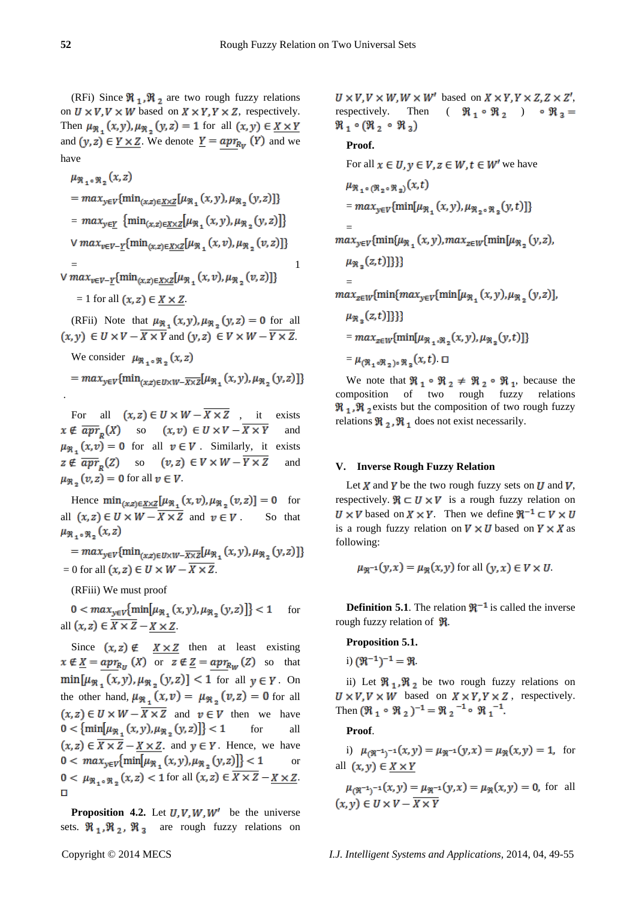(RFi) Since $\mathfrak{R}_1, \mathfrak{R}_2$ are two rough fuzzy relations on $U \times V, V \times W$ based on $X \times Y, Y \times Z$, respectively. Then $\mu_{\mathfrak{R}_1}(x,y), \mu_{\mathfrak{R}_2}(y,z) = 1$ for all $(x,y) \in \underline{X \times Y}$ and $(y,z) \in \underline{Y \times Z}$. We denote $\underline{Y} = \underline{apr}_{R_V}(Y)$ and we have

$\mu_{\mathfrak{R}_1 \circ \mathfrak{R}_2}(x,z)$

$= max_{y \in V}\{\min_{(x,z) \in \underline{X \times Z}}[\mu_{\mathfrak{R}_1}(x,y), \mu_{\mathfrak{R}_2}(y,z)]\}$

$= max_{y \in \underline{Y}}\ \{\min_{(x,z) \in \underline{X \times Z}}[\mu_{\mathfrak{R}_1}(x,y), \mu_{\mathfrak{R}_2}(y,z)]\}$

$\vee\ max_{v \in V - \underline{Y}}\{\min_{(x,z) \in \underline{X \times Z}}[\mu_{\mathfrak{R}_1}(x,v), \mu_{\mathfrak{R}_2}(v,z)]\}$

$= 1 \vee max_{v \in V - \underline{Y}}\{\min_{(x,z) \in \underline{X \times Z}}[\mu_{\mathfrak{R}_1}(x,v), \mu_{\mathfrak{R}_2}(v,z)]\}$

$= 1$ for all $(x,z) \in \underline{X \times Z}$.

(RFii) Note that $\mu_{\mathfrak{R}_1}(x,y), \mu_{\mathfrak{R}_2}(y,z) = 0$ for all $(x,y) \in U \times V - \overline{X \times Y}$ and $(y,z) \in V \times W - \overline{Y \times Z}$.

We consider $\mu_{\mathfrak{R}_1 \circ \mathfrak{R}_2}(x,z)$

$= max_{y \in V}\{\min_{(x,z) \in U \times W - \overline{X \times Z}}[\mu_{\mathfrak{R}_1}(x,y), \mu_{\mathfrak{R}_2}(y,z)]\}$.

For all $(x,z) \in U \times W - \overline{X \times Z}$, it exists $x \notin \overline{apr}_R(X)$ so $(x,v) \in U \times V - \overline{X \times Y}$ and $\mu_{\mathfrak{R}_1}(x,v) = 0$ for all $v \in V$. Similarly, it exists $z \notin \overline{apr}_R(Z)$ so $(v,z) \in V \times W - \overline{Y \times Z}$ and $\mu_{\mathfrak{R}_2}(v,z) = 0$ for all $v \in V$.

Hence $\min_{(x,z) \in \underline{X \times Z}}[\mu_{\mathfrak{R}_1}(x,v), \mu_{\mathfrak{R}_2}(v,z)] = 0$ for all $(x,z) \in U \times W - \overline{X \times Z}$ and $v \in V$. So that $\mu_{\mathfrak{R}_1 \circ \mathfrak{R}_2}(x,z)$

$= max_{y \in V}\{\min_{(x,z) \in U \times W - \overline{X \times Z}}[\mu_{\mathfrak{R}_1}(x,y), \mu_{\mathfrak{R}_2}(y,z)]\}$

$= 0$ for all $(x,z) \in U \times W - \overline{X \times Z}$.

(RFiii) We must proof

$0 < max_{y \in V}\{\min[\mu_{\mathfrak{R}_1}(x,y), \mu_{\mathfrak{R}_2}(y,z)]\} < 1$ for all $(x,z) \in \overline{X \times Z} - \underline{X \times Z}$.

Since $(x,z) \notin \underline{X \times Z}$ then at least existing $x \notin \underline{X} = \underline{apr}_{R_U}(X)$ or $z \notin \underline{Z} = \underline{apr}_{R_W}(Z)$ so that $\min[\mu_{\mathfrak{R}_1}(x,y), \mu_{\mathfrak{R}_2}(y,z)] < 1$ for all $y \in Y$. On the other hand, $\mu_{\mathfrak{R}_1}(x,v) = \mu_{\mathfrak{R}_2}(v,z) = 0$ for all $(x,z) \in U \times W - \overline{X \times Z}$ and $v \in V$ then we have $0 < \{\min[\mu_{\mathfrak{R}_1}(x,y), \mu_{\mathfrak{R}_2}(y,z)]\} < 1$ for all $(x,z) \in \overline{X \times Z} - \underline{X \times Z}$. and $y \in Y$. Hence, we have $0 < max_{y \in V}\{\min[\mu_{\mathfrak{R}_1}(x,y), \mu_{\mathfrak{R}_2}(y,z)]\} < 1$ or $0 < \mu_{\mathfrak{R}_1 \circ \mathfrak{R}_2}(x,z) < 1$ for all $(x,z) \in \overline{X \times Z} - \underline{X \times Z}$. □

**Proposition 4.2.** Let $U, V, W, W'$ be the universe sets. $\mathfrak{R}_1, \mathfrak{R}_2, \mathfrak{R}_3$ are rough fuzzy relations on $U \times V, V \times W, W \times W'$ based on $X \times Y, Y \times Z, Z \times Z'$, respectively. Then $(\mathfrak{R}_1 \circ \mathfrak{R}_2) \circ \mathfrak{R}_3 = \mathfrak{R}_1 \circ (\mathfrak{R}_2 \circ \mathfrak{R}_3)$

**Proof.**

For all $x \in U, y \in V, z \in W, t \in W'$ we have

$\mu_{\mathfrak{R}_1 \circ (\mathfrak{R}_2 \circ \mathfrak{R}_3)}(x,t)$

$= max_{y \in V}\{\min[\mu_{\mathfrak{R}_1}(x,y), \mu_{\mathfrak{R}_2 \circ \mathfrak{R}_3}(y,t)]\}$

$= max_{y \in V}\{\min\{\mu_{\mathfrak{R}_1}(x,y), max_{z \in W}\{\min[\mu_{\mathfrak{R}_2}(y,z), \mu_{\mathfrak{R}_3}(z,t)]\}\}\}$

$= max_{z \in W}\{\min\{max_{y \in V}\{\min[\mu_{\mathfrak{R}_1}(x,y), \mu_{\mathfrak{R}_2}(y,z)], \mu_{\mathfrak{R}_3}(z,t)]\}\}\}$

$= max_{z \in W}\{\min[\mu_{\mathfrak{R}_1 \circ \mathfrak{R}_2}(x,y), \mu_{\mathfrak{R}_3}(y,t)]\}$

$= \mu_{(\mathfrak{R}_1 \circ \mathfrak{R}_2) \circ \mathfrak{R}_3}(x,t)$. □

We note that $\mathfrak{R}_1 \circ \mathfrak{R}_2 \neq \mathfrak{R}_2 \circ \mathfrak{R}_1$, because the composition of two rough fuzzy relations $\mathfrak{R}_1, \mathfrak{R}_2$ exists but the composition of two rough fuzzy relations $\mathfrak{R}_2, \mathfrak{R}_1$ does not exist necessarily.

## V. Inverse Rough Fuzzy Relation

Let $X$ and $Y$ be the two rough fuzzy sets on $U$ and $V$, respectively. $\mathfrak{R} \subset U \times V$ is a rough fuzzy relation on $U \times V$ based on $X \times Y$. Then we define $\mathfrak{R}^{-1} \subset V \times U$ is a rough fuzzy relation on $V \times U$ based on $Y \times X$ as following:

$$\mu_{\mathfrak{R}^{-1}}(y,x) = \mu_{\mathfrak{R}}(x,y) \text{ for all } (y,x) \in V \times U.$$

**Definition 5.1.** The relation $\mathfrak{R}^{-1}$ is called the inverse rough fuzzy relation of $\mathfrak{R}$.

**Proposition 5.1.**

i) $(\mathfrak{R}^{-1})^{-1} = \mathfrak{R}$.

ii) Let $\mathfrak{R}_1, \mathfrak{R}_2$ be two rough fuzzy relations on $U \times V, V \times W$ based on $X \times Y, Y \times Z$, respectively. Then $(\mathfrak{R}_1 \circ \mathfrak{R}_2)^{-1} = \mathfrak{R}_2^{-1} \circ \mathfrak{R}_1^{-1}$.

**Proof.**

i) $\mu_{(\mathfrak{R}^{-1})^{-1}}(x,y) = \mu_{\mathfrak{R}^{-1}}(y,x) = \mu_{\mathfrak{R}}(x,y) = 1$, for all $(x,y) \in \underline{X \times Y}$

$\mu_{(\mathfrak{R}^{-1})^{-1}}(x,y) = \mu_{\mathfrak{R}^{-1}}(y,x) = \mu_{\mathfrak{R}}(x,y) = 0$, for all $(x,y) \in U \times V - \overline{X \times Y}$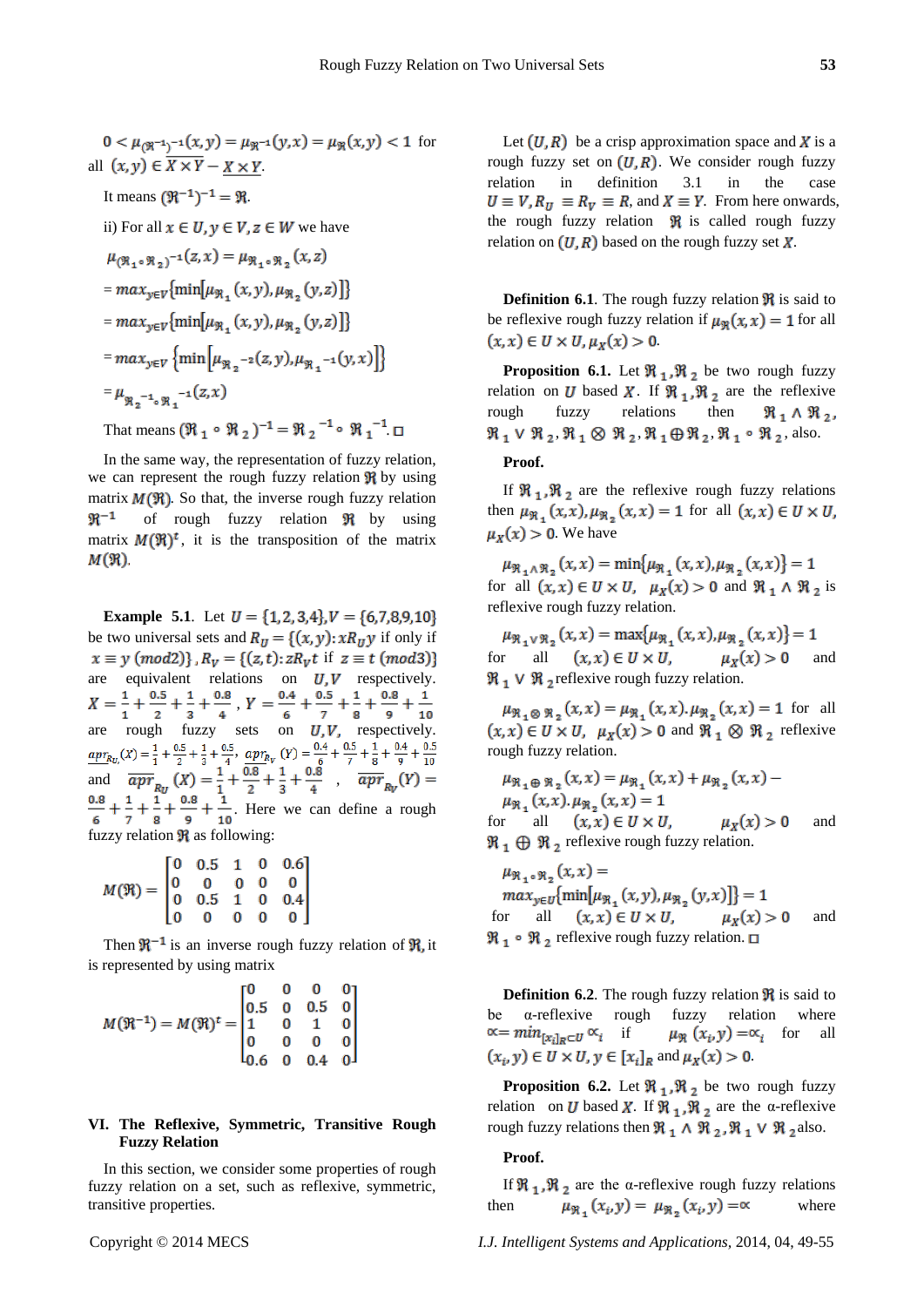$0 < \mu_{(\Re^{-1})^{-1}}(x,y) = \mu_{\Re^{-1}}(y,x) = \mu_{\Re}(x,y) < 1$ for all $(x,y) \in \overline{X \times Y} - \underline{X \times Y}$.

It means $(\Re^{-1})^{-1} = \Re$.

ii) For all $x \in U, y \in V, z \in W$ we have

$\mu_{(\Re_1 \circ \Re_2)^{-1}}(z,x) = \mu_{\Re_1 \circ \Re_2}(x,z)$

$= max_{y \in V}\{\min[\mu_{\Re_1}(x,y), \mu_{\Re_2}(y,z)]\}$

$= max_{y \in V}\{\min[\mu_{\Re_1}(x,y), \mu_{\Re_2}(y,z)]\}$

$= max_{y \in V}\left\{\min\left[\mu_{\Re_2^{-1}}(z,y), \mu_{\Re_1^{-1}}(y,x)\right]\right\}$

$= \mu_{\Re_2^{-1} \circ \Re_1^{-1}}(z,x)$

That means $(\Re_1 \circ \Re_2)^{-1} = \Re_2^{-1} \circ \Re_1^{-1}$. □

In the same way, the representation of fuzzy relation, we can represent the rough fuzzy relation $\Re$ by using matrix $M(\Re)$. So that, the inverse rough fuzzy relation $\Re^{-1}$ of rough fuzzy relation $\Re$ by using matrix $M(\Re)^t$, it is the transposition of the matrix $M(\Re)$.

**Example 5.1**. Let $U = \{1,2,3,4\}, V = \{6,7,8,9,10\}$ be two universal sets and $R_U = \{(x,y): xR_U y$ if only if $x \equiv y \ (mod2)\}$, $R_V = \{(z,t): zR_V t$ if $z \equiv t \ (mod3)\}$ are equivalent relations on $U, V$ respectively. $X = \frac{1}{1} + \frac{0.5}{2} + \frac{1}{3} + \frac{0.8}{4}$, $Y = \frac{0.4}{6} + \frac{0.5}{7} + \frac{1}{8} + \frac{0.8}{9} + \frac{1}{10}$ are rough fuzzy sets on $U, V$, respectively. $\underline{apr}_{R_U}(X) = \frac{1}{1} + \frac{0.5}{2} + \frac{1}{3} + \frac{0.5}{4}$, $\underline{apr}_{R_V}(Y) = \frac{0.4}{6} + \frac{0.5}{7} + \frac{1}{8} + \frac{0.4}{9} + \frac{0.5}{10}$ and $\overline{apr}_{R_U}(X) = \frac{1}{1} + \frac{0.8}{2} + \frac{1}{3} + \frac{0.8}{4}$, $\overline{apr}_{R_V}(Y) = \frac{0.8}{6} + \frac{1}{7} + \frac{1}{8} + \frac{0.8}{9} + \frac{1}{10}$. Here we can define a rough fuzzy relation $\Re$ as following:

$$M(\Re) = \begin{bmatrix} 0 & 0.5 & 1 & 0 & 0.6 \\ 0 & 0 & 0 & 0 & 0 \\ 0 & 0.5 & 1 & 0 & 0.4 \\ 0 & 0 & 0 & 0 & 0 \end{bmatrix}$$

Then $\Re^{-1}$ is an inverse rough fuzzy relation of $\Re$, it is represented by using matrix

$$M(\Re^{-1}) = M(\Re)^t = \begin{bmatrix} 0 & 0 & 0 & 0 \\ 0.5 & 0 & 0.5 & 0 \\ 1 & 0 & 1 & 0 \\ 0 & 0 & 0 & 0 \\ 0.6 & 0 & 0.4 & 0 \end{bmatrix}$$

## VI. The Reflexive, Symmetric, Transitive Rough Fuzzy Relation

In this section, we consider some properties of rough fuzzy relation on a set, such as reflexive, symmetric, transitive properties.

Let $(U, R)$ be a crisp approximation space and $X$ is a rough fuzzy set on $(U, R)$. We consider rough fuzzy relation in definition 3.1 in the case $U \equiv V, R_U \equiv R_V \equiv R$, and $X \equiv Y$. From here onwards, the rough fuzzy relation $\Re$ is called rough fuzzy relation on $(U, R)$ based on the rough fuzzy set $X$.

**Definition 6.1**. The rough fuzzy relation $\Re$ is said to be reflexive rough fuzzy relation if $\mu_{\Re}(x,x) = 1$ for all $(x,x) \in U \times U, \mu_X(x) > 0$.

**Proposition 6.1.** Let $\Re_1, \Re_2$ be two rough fuzzy relation on $U$ based $X$. If $\Re_1, \Re_2$ are the reflexive rough fuzzy relations then $\Re_1 \wedge \Re_2$, $\Re_1 \vee \Re_2, \Re_1 \otimes \Re_2, \Re_1 \oplus \Re_2, \Re_1 \circ \Re_2$, also.

**Proof.**

If $\Re_1, \Re_2$ are the reflexive rough fuzzy relations then $\mu_{\Re_1}(x,x), \mu_{\Re_2}(x,x) = 1$ for all $(x,x) \in U \times U$, $\mu_X(x) > 0$. We have

$\mu_{\Re_1 \wedge \Re_2}(x,x) = \min\{\mu_{\Re_1}(x,x), \mu_{\Re_2}(x,x)\} = 1$

for all $(x,x) \in U \times U$, $\mu_X(x) > 0$ and $\Re_1 \wedge \Re_2$ is reflexive rough fuzzy relation.

$\mu_{\Re_1 \vee \Re_2}(x,x) = \max\{\mu_{\Re_1}(x,x), \mu_{\Re_2}(x,x)\} = 1$

for all $(x,x) \in U \times U$, $\mu_X(x) > 0$ and $\Re_1 \vee \Re_2$ reflexive rough fuzzy relation.

$\mu_{\Re_1 \otimes \Re_2}(x,x) = \mu_{\Re_1}(x,x).\mu_{\Re_2}(x,x) = 1$ for all $(x,x) \in U \times U$, $\mu_X(x) > 0$ and $\Re_1 \otimes \Re_2$ reflexive rough fuzzy relation.

$\mu_{\Re_1 \oplus \Re_2}(x,x) = \mu_{\Re_1}(x,x) + \mu_{\Re_2}(x,x) - \mu_{\Re_1}(x,x).\mu_{\Re_2}(x,x) = 1$

for all $(x,x) \in U \times U$, $\mu_X(x) > 0$ and $\Re_1 \oplus \Re_2$ reflexive rough fuzzy relation.

$\mu_{\Re_1 \circ \Re_2}(x,x) = max_{y \in U}\{\min[\mu_{\Re_1}(x,y), \mu_{\Re_2}(y,x)]\} = 1$

for all $(x,x) \in U \times U$, $\mu_X(x) > 0$ and $\Re_1 \circ \Re_2$ reflexive rough fuzzy relation. □

**Definition 6.2**. The rough fuzzy relation $\Re$ is said to be α-reflexive rough fuzzy relation where $\propto = min_{[x_i]_R \subset U} \propto_i$ if $\mu_{\Re}(x_i, y) = \propto_i$ for all $(x_i, y) \in U \times U, y \in [x_i]_R$ and $\mu_X(x) > 0$.

**Proposition 6.2.** Let $\Re_1, \Re_2$ be two rough fuzzy relation on $U$ based $X$. If $\Re_1, \Re_2$ are the α-reflexive rough fuzzy relations then $\Re_1 \wedge \Re_2, \Re_1 \vee \Re_2$ also.

**Proof.**

If $\Re_1, \Re_2$ are the α-reflexive rough fuzzy relations then $\mu_{\Re_1}(x_i, y) = \mu_{\Re_2}(x_i, y) = \propto$ where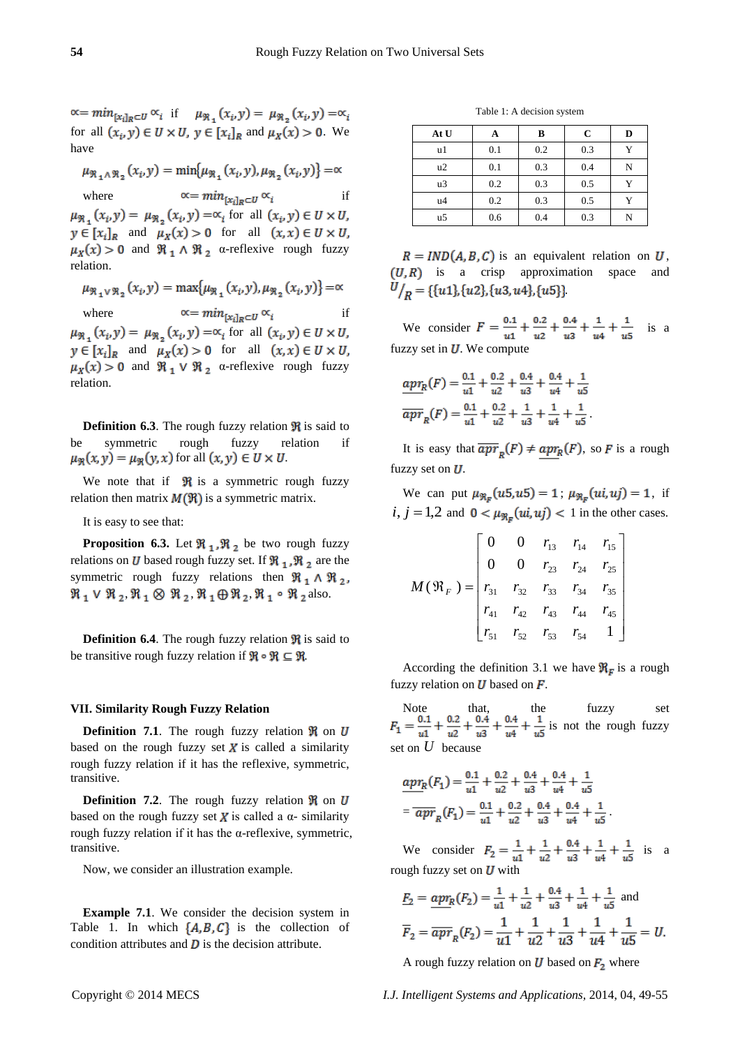$\propto = min_{[x_i]_R \subset U} \propto_i$ if $\mu_{\Re_1}(x_i, y) = \mu_{\Re_2}(x_i, y) = \propto_i$ for all $(x_i, y) \in U \times U$, $y \in [x_i]_R$ and $\mu_X(x) > 0$. We have

$$\mu_{\Re_1 \wedge \Re_2}(x_i, y) = \min\{\mu_{\Re_1}(x_i, y), \mu_{\Re_2}(x_i, y)\} = \propto$$

where $\propto = min_{[x_i]_R \subset U} \propto_i$ if $\mu_{\Re_1}(x_i, y) = \mu_{\Re_2}(x_i, y) = \propto_i$ for all $(x_i, y) \in U \times U$, $y \in [x_i]_R$ and $\mu_X(x) > 0$ for all $(x, x) \in U \times U$, $\mu_X(x) > 0$ and $\Re_1 \wedge \Re_2$ α-reflexive rough fuzzy relation.

$$\mu_{\Re_1 \vee \Re_2}(x_i, y) = \max\{\mu_{\Re_1}(x_i, y), \mu_{\Re_2}(x_i, y)\} = \propto$$

where $\propto = min_{[x_i]_R \subset U} \propto_i$ if $\mu_{\Re_1}(x_i, y) = \mu_{\Re_2}(x_i, y) = \propto_i$ for all $(x_i, y) \in U \times U$, $y \in [x_i]_R$ and $\mu_X(x) > 0$ for all $(x, x) \in U \times U$, $\mu_X(x) > 0$ and $\Re_1 \vee \Re_2$ α-reflexive rough fuzzy relation.

**Definition 6.3**. The rough fuzzy relation $\Re$ is said to be symmetric rough fuzzy relation if $\mu_{\Re}(x, y) = \mu_{\Re}(y, x)$ for all $(x, y) \in U \times U$.

We note that if $\Re$ is a symmetric rough fuzzy relation then matrix $M(\Re)$ is a symmetric matrix.

It is easy to see that:

**Proposition 6.3.** Let $\Re_1, \Re_2$ be two rough fuzzy relations on $U$ based rough fuzzy set. If $\Re_1, \Re_2$ are the symmetric rough fuzzy relations then $\Re_1 \wedge \Re_2$, $\Re_1 \vee \Re_2$, $\Re_1 \otimes \Re_2$, $\Re_1 \oplus \Re_2$, $\Re_1 \circ \Re_2$ also.

**Definition 6.4**. The rough fuzzy relation $\Re$ is said to be transitive rough fuzzy relation if $\Re \circ \Re \subseteq \Re$.

## VII. Similarity Rough Fuzzy Relation

**Definition 7.1**. The rough fuzzy relation $\Re$ on $U$ based on the rough fuzzy set $X$ is called a similarity rough fuzzy relation if it has the reflexive, symmetric, transitive.

**Definition 7.2**. The rough fuzzy relation $\Re$ on $U$ based on the rough fuzzy set $X$ is called a α- similarity rough fuzzy relation if it has the α-reflexive, symmetric, transitive.

Now, we consider an illustration example.

**Example 7.1**. We consider the decision system in Table 1. In which $\{A, B, C\}$ is the collection of condition attributes and $D$ is the decision attribute.

Table 1: A decision system

| At U | A | B | C | D |
|---|---|---|---|---|
| u1 | 0.1 | 0.2 | 0.3 | Y |
| u2 | 0.1 | 0.3 | 0.4 | N |
| u3 | 0.2 | 0.3 | 0.5 | Y |
| u4 | 0.2 | 0.3 | 0.5 | Y |
| u5 | 0.6 | 0.4 | 0.3 | N |

$R = IND(A, B, C)$ is an equivalent relation on $U$, $(U, R)$ is a crisp approximation space and $U/_R = \{\{u1\}, \{u2\}, \{u3, u4\}, \{u5\}\}$.

We consider $F = \frac{0.1}{u1} + \frac{0.2}{u2} + \frac{0.4}{u3} + \frac{1}{u4} + \frac{1}{u5}$ is a fuzzy set in $U$. We compute

$$\underline{apr}_R(F) = \frac{0.1}{u1} + \frac{0.2}{u2} + \frac{0.4}{u3} + \frac{0.4}{u4} + \frac{1}{u5}$$

$$\overline{apr}_R(F) = \frac{0.1}{u1} + \frac{0.2}{u2} + \frac{1}{u3} + \frac{1}{u4} + \frac{1}{u5}.$$

It is easy that $\overline{apr}_R(F) \neq \underline{apr}_R(F)$, so $F$ is a rough fuzzy set on $U$.

We can put $\mu_{\Re_F}(u5, u5) = 1$; $\mu_{\Re_F}(ui, uj) = 1$, if $i, j = 1,2$ and $0 < \mu_{\Re_F}(ui, uj) < 1$ in the other cases.

$$M(\Re_F) = \begin{bmatrix} 0 & 0 & r_{13} & r_{14} & r_{15} \\ 0 & 0 & r_{23} & r_{24} & r_{25} \\ r_{31} & r_{32} & r_{33} & r_{34} & r_{35} \\ r_{41} & r_{42} & r_{43} & r_{44} & r_{45} \\ r_{51} & r_{52} & r_{53} & r_{54} & 1 \end{bmatrix}$$

According the definition 3.1 we have $\Re_F$ is a rough fuzzy relation on $U$ based on $F$.

Note that, the fuzzy set $F_1 = \frac{0.1}{u1} + \frac{0.2}{u2} + \frac{0.4}{u3} + \frac{0.4}{u4} + \frac{1}{u5}$ is not the rough fuzzy set on $U$ because

$$\underline{apr}_R(F_1) = \frac{0.1}{u1} + \frac{0.2}{u2} + \frac{0.4}{u3} + \frac{0.4}{u4} + \frac{1}{u5}$$

$$= \overline{apr}_R(F_1) = \frac{0.1}{u1} + \frac{0.2}{u2} + \frac{0.4}{u3} + \frac{0.4}{u4} + \frac{1}{u5}.$$

We consider $F_2 = \frac{1}{u1} + \frac{1}{u2} + \frac{0.4}{u3} + \frac{1}{u4} + \frac{1}{u5}$ is a rough fuzzy set on $U$ with

$$\underline{F}_2 = \underline{apr}_R(F_2) = \frac{1}{u1} + \frac{1}{u2} + \frac{0.4}{u3} + \frac{1}{u4} + \frac{1}{u5}$$ and

$$\overline{F}_2 = \overline{apr}_R(F_2) = \frac{1}{u1} + \frac{1}{u2} + \frac{1}{u3} + \frac{1}{u4} + \frac{1}{u5} = U.$$

A rough fuzzy relation on $U$ based on $F_2$ where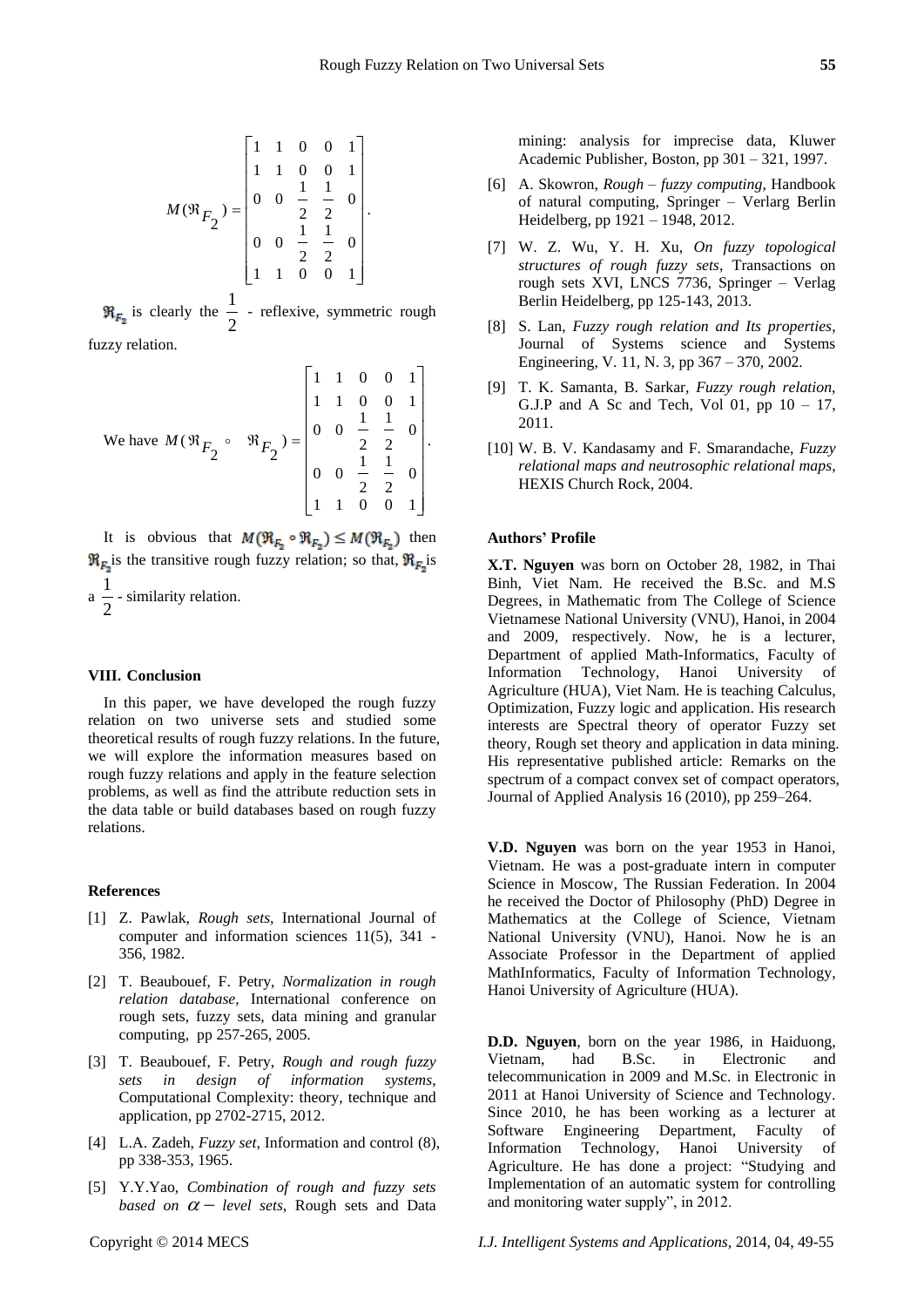$$M(\Re_{F_2}) = \begin{bmatrix} 1 & 1 & 0 & 0 & 1 \\ 1 & 1 & 0 & 0 & 1 \\ 0 & 0 & \frac{1}{2} & \frac{1}{2} & 0 \\ 0 & 0 & \frac{1}{2} & \frac{1}{2} & 0 \\ 1 & 1 & 0 & 0 & 1 \end{bmatrix}.$$

$\Re_{F_2}$ is clearly the $\frac{1}{2}$ - reflexive, symmetric rough fuzzy relation.

We have $M(\Re_{F_2} \circ \Re_{F_2}) = \begin{bmatrix} 1 & 1 & 0 & 0 & 1 \\ 1 & 1 & 0 & 0 & 1 \\ 0 & 0 & \frac{1}{2} & \frac{1}{2} & 0 \\ 0 & 0 & \frac{1}{2} & \frac{1}{2} & 0 \\ 1 & 1 & 0 & 0 & 1 \end{bmatrix}.$

It is obvious that $M(\Re_{F_2} \circ \Re_{F_2}) \leq M(\Re_{F_2})$ then $\Re_{F_2}$ is the transitive rough fuzzy relation; so that, $\Re_{F_2}$ is a $\frac{1}{2}$ - similarity relation.

## VIII. Conclusion

In this paper, we have developed the rough fuzzy relation on two universe sets and studied some theoretical results of rough fuzzy relations. In the future, we will explore the information measures based on rough fuzzy relations and apply in the feature selection problems, as well as find the attribute reduction sets in the data table or build databases based on rough fuzzy relations.

## References

[1] Z. Pawlak, *Rough sets*, International Journal of computer and information sciences 11(5), 341 - 356, 1982.

[2] T. Beaubouef, F. Petry, *Normalization in rough relation database*, International conference on rough sets, fuzzy sets, data mining and granular computing, pp 257-265, 2005.

[3] T. Beaubouef, F. Petry, *Rough and rough fuzzy sets in design of information systems*, Computational Complexity: theory, technique and application, pp 2702-2715, 2012.

[4] L.A. Zadeh, *Fuzzy set*, Information and control (8), pp 338-353, 1965.

[5] Y.Y.Yao, *Combination of rough and fuzzy sets based on $\alpha -$ level sets*, Rough sets and Data mining: analysis for imprecise data, Kluwer Academic Publisher, Boston, pp 301 – 321, 1997.

[6] A. Skowron, *Rough – fuzzy computing*, Handbook of natural computing, Springer – Verlarg Berlin Heidelberg, pp 1921 – 1948, 2012.

[7] W. Z. Wu, Y. H. Xu, *On fuzzy topological structures of rough fuzzy sets*, Transactions on rough sets XVI, LNCS 7736, Springer – Verlag Berlin Heidelberg, pp 125-143, 2013.

[8] S. Lan, *Fuzzy rough relation and Its properties*, Journal of Systems science and Systems Engineering, V. 11, N. 3, pp 367 – 370, 2002.

[9] T. K. Samanta, B. Sarkar, *Fuzzy rough relation*, G.J.P and A Sc and Tech, Vol 01, pp 10 – 17, 2011.

[10] W. B. V. Kandasamy and F. Smarandache, *Fuzzy relational maps and neutrosophic relational maps*, HEXIS Church Rock, 2004.

## Authors' Profile

**X.T. Nguyen** was born on October 28, 1982, in Thai Binh, Viet Nam. He received the B.Sc. and M.S Degrees, in Mathematic from The College of Science Vietnamese National University (VNU), Hanoi, in 2004 and 2009, respectively. Now, he is a lecturer, Department of applied Math-Informatics, Faculty of Information Technology, Hanoi University of Agriculture (HUA), Viet Nam. He is teaching Calculus, Optimization, Fuzzy logic and application. His research interests are Spectral theory of operator Fuzzy set theory, Rough set theory and application in data mining. His representative published article: Remarks on the spectrum of a compact convex set of compact operators, Journal of Applied Analysis 16 (2010), pp 259–264.

**V.D. Nguyen** was born on the year 1953 in Hanoi, Vietnam. He was a post-graduate intern in computer Science in Moscow, The Russian Federation. In 2004 he received the Doctor of Philosophy (PhD) Degree in Mathematics at the College of Science, Vietnam National University (VNU), Hanoi. Now he is an Associate Professor in the Department of applied MathInformatics, Faculty of Information Technology, Hanoi University of Agriculture (HUA).

**D.D. Nguyen**, born on the year 1986, in Haiduong, Vietnam, had B.Sc. in Electronic and telecommunication in 2009 and M.Sc. in Electronic in 2011 at Hanoi University of Science and Technology. Since 2010, he has been working as a lecturer at Software Engineering Department, Faculty of Information Technology, Hanoi University of Agriculture. He has done a project: "Studying and Implementation of an automatic system for controlling and monitoring water supply", in 2012.